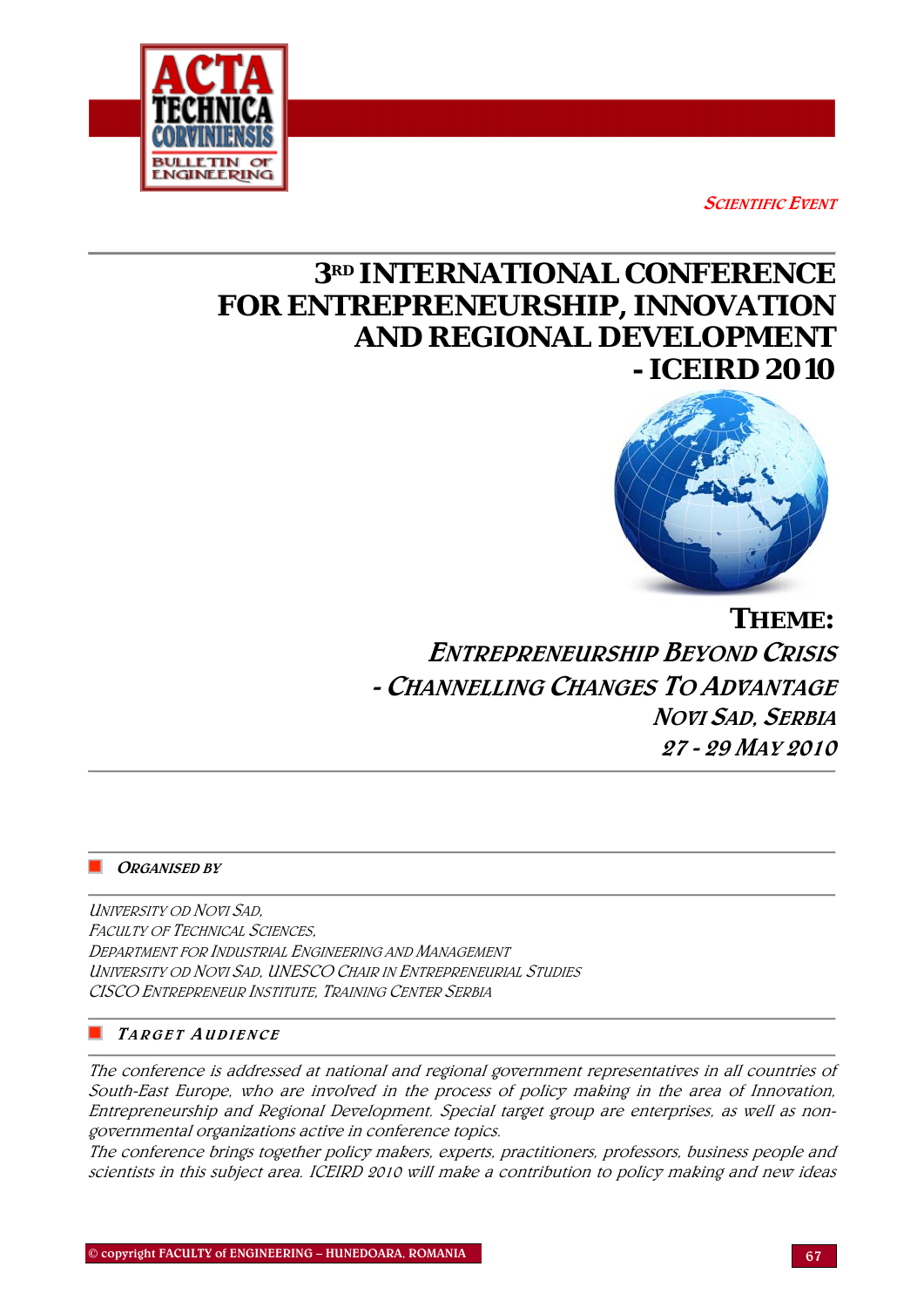*SCIENTIFIC EVENT*

# 3[RD] INTERNATIONAL CONFERENCE FOR ENTREPRENEURSHIP, INNOVATION AND REGIONAL DEVELOPMENT - ICEIRD 2010

## THEME:

### *ENTREPRENEURSHIP BEYOND CRISIS - CHANNELLING CHANGES TO ADVANTAGE*

***NOVI SAD, SERBIA***

***27 - 29 MAY 2010***

### *ORGANISED BY*

*UNIVERSITY OD NOVI SAD,*
*FACULTY OF TECHNICAL SCIENCES,*
*DEPARTMENT FOR INDUSTRIAL ENGINEERING AND MANAGEMENT*
*UNIVERSITY OD NOVI SAD, UNESCO CHAIR IN ENTREPRENEURIAL STUDIES*
*CISCO ENTREPRENEUR INSTITUTE, TRAINING CENTER SERBIA*

### *TARGET AUDIENCE*

*The conference is addressed at national and regional government representatives in all countries of South-East Europe, who are involved in the process of policy making in the area of Innovation, Entrepreneurship and Regional Development. Special target group are enterprises, as well as non-governmental organizations active in conference topics.*

*The conference brings together policy makers, experts, practitioners, professors, business people and scientists in this subject area. ICEIRD 2010 will make a contribution to policy making and new ideas*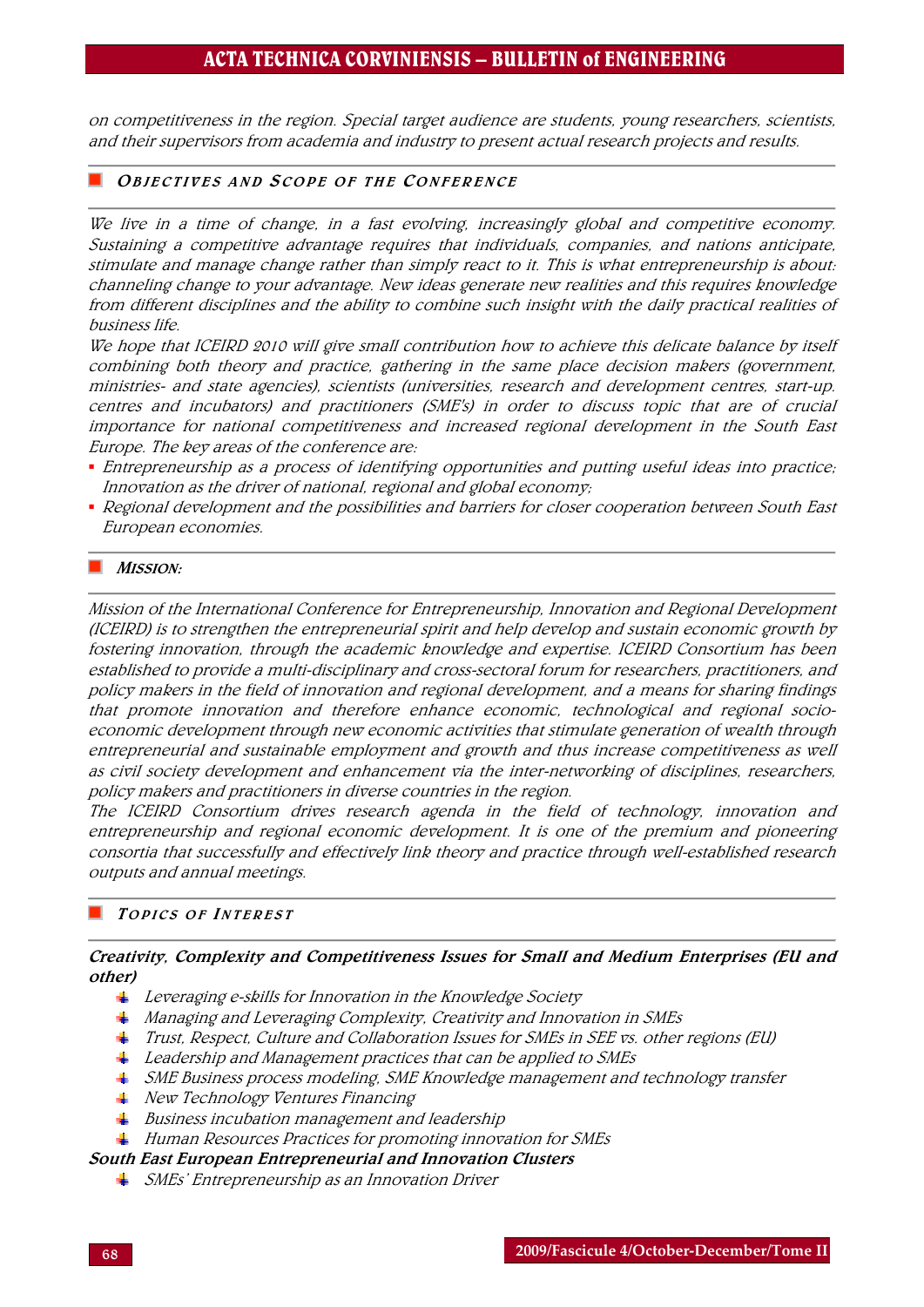*on competitiveness in the region. Special target audience are students, young researchers, scientists, and their supervisors from academia and industry to present actual research projects and results.*

## OBJECTIVES AND SCOPE OF THE CONFERENCE

*We live in a time of change, in a fast evolving, increasingly global and competitive economy. Sustaining a competitive advantage requires that individuals, companies, and nations anticipate, stimulate and manage change rather than simply react to it. This is what entrepreneurship is about: channeling change to your advantage. New ideas generate new realities and this requires knowledge from different disciplines and the ability to combine such insight with the daily practical realities of business life.*

*We hope that ICEIRD 2010 will give small contribution how to achieve this delicate balance by itself combining both theory and practice, gathering in the same place decision makers (government, ministries- and state agencies), scientists (universities, research and development centres, start-up. centres and incubators) and practitioners (SME's) in order to discuss topic that are of crucial importance for national competitiveness and increased regional development in the South East Europe. The key areas of the conference are:*

- *Entrepreneurship as a process of identifying opportunities and putting useful ideas into practice; Innovation as the driver of national, regional and global economy;*
- *Regional development and the possibilities and barriers for closer cooperation between South East European economies.*

## MISSION:

*Mission of the International Conference for Entrepreneurship, Innovation and Regional Development (ICEIRD) is to strengthen the entrepreneurial spirit and help develop and sustain economic growth by fostering innovation, through the academic knowledge and expertise. ICEIRD Consortium has been established to provide a multi-disciplinary and cross-sectoral forum for researchers, practitioners, and policy makers in the field of innovation and regional development, and a means for sharing findings that promote innovation and therefore enhance economic, technological and regional socio-economic development through new economic activities that stimulate generation of wealth through entrepreneurial and sustainable employment and growth and thus increase competitiveness as well as civil society development and enhancement via the inter-networking of disciplines, researchers, policy makers and practitioners in diverse countries in the region.*

*The ICEIRD Consortium drives research agenda in the field of technology, innovation and entrepreneurship and regional economic development. It is one of the premium and pioneering consortia that successfully and effectively link theory and practice through well-established research outputs and annual meetings.*

## TOPICS OF INTEREST

***Creativity, Complexity and Competitiveness Issues for Small and Medium Enterprises (EU and other)***

- *Leveraging e-skills for Innovation in the Knowledge Society*
- *Managing and Leveraging Complexity, Creativity and Innovation in SMEs*
- *Trust, Respect, Culture and Collaboration Issues for SMEs in SEE vs. other regions (EU)*
- *Leadership and Management practices that can be applied to SMEs*
- *SME Business process modeling, SME Knowledge management and technology transfer*
- *New Technology Ventures Financing*
- *Business incubation management and leadership*
- *Human Resources Practices for promoting innovation for SMEs*

***South East European Entrepreneurial and Innovation Clusters***

- *SMEs' Entrepreneurship as an Innovation Driver*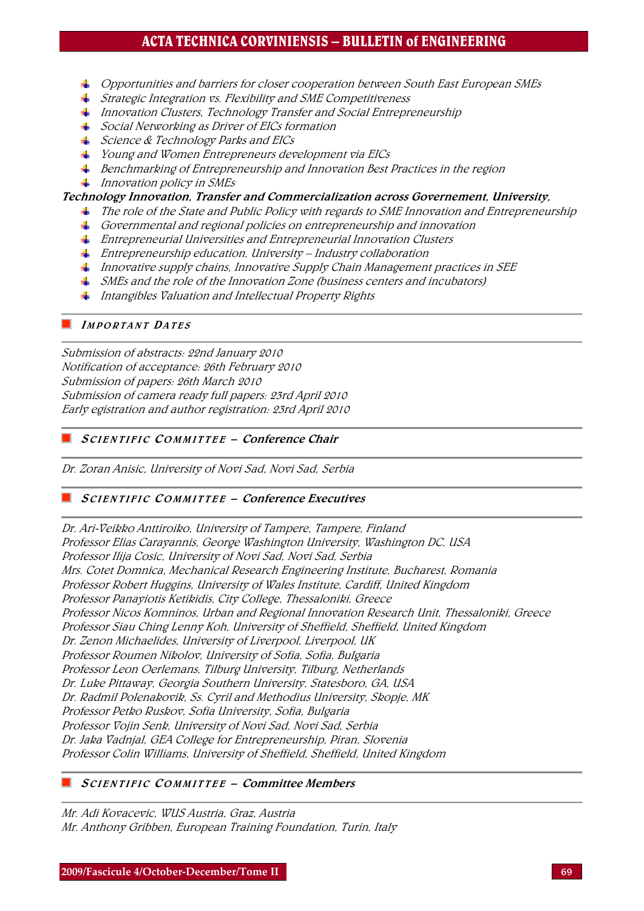- *Opportunities and barriers for closer cooperation between South East European SMEs*
- *Strategic Integration vs. Flexibility and SME Competitiveness*
- *Innovation Clusters, Technology Transfer and Social Entrepreneurship*
- *Social Networking as Driver of EICs formation*
- *Science & Technology Parks and EICs*
- *Young and Women Entrepreneurs development via EICs*
- *Benchmarking of Entrepreneurship and Innovation Best Practices in the region*
- *Innovation policy in SMEs*

***Technology Innovation, Transfer and Commercialization across Governement, University,***

- *The role of the State and Public Policy with regards to SME Innovation and Entrepreneurship*
- *Governmental and regional policies on entrepreneurship and innovation*
- *Entrepreneurial Universities and Entrepreneurial Innovation Clusters*
- *Entrepreneurship education, University – Industry collaboration*
- *Innovative supply chains, Innovative Supply Chain Management practices in SEE*
- *SMEs and the role of the Innovation Zone (business centers and incubators)*
- *Intangibles Valuation and Intellectual Property Rights*

## IMPORTANT DATES

*Submission of abstracts: 22nd January 2010*
*Notification of acceptance: 26th February 2010*
*Submission of papers: 26th March 2010*
*Submission of camera ready full papers: 23rd April 2010*
*Early egistration and author registration: 23rd April 2010*

## SCIENTIFIC COMMITTEE – Conference Chair

*Dr. Zoran Anisic, University of Novi Sad, Novi Sad, Serbia*

## SCIENTIFIC COMMITTEE – Conference Executives

*Dr. Ari-Veikko Anttiroiko, University of Tampere, Tampere, Finland*
*Professor Elias Carayannis, George Washington University, Washington DC, USA*
*Professor Ilija Cosic, University of Novi Sad, Novi Sad, Serbia*
*Mrs. Cotet Domnica, Mechanical Research Engineering Institute, Bucharest, Romania*
*Professor Robert Huggins, University of Wales Institute, Cardiff, United Kingdom*
*Professor Panayiotis Ketikidis, City College, Thessaloniki, Greece*
*Professor Nicos Komninos, Urban and Regional Innovation Research Unit, Thessaloniki, Greece*
*Professor Siau Ching Lenny Koh, University of Sheffield, Sheffield, United Kingdom*
*Dr. Zenon Michaelides, University of Liverpool, Liverpool, UK*
*Professor Roumen Nikolov, University of Sofia, Sofia, Bulgaria*
*Professor Leon Oerlemans, Tilburg University, Tilburg, Netherlands*
*Dr. Luke Pittaway, Georgia Southern University, Statesboro, GA, USA*
*Dr. Radmil Polenakovik, Ss. Cyril and Methodius University, Skopje, MK*
*Professor Petko Ruskov, Sofia University, Sofia, Bulgaria*
*Professor Vojin Senk, University of Novi Sad, Novi Sad, Serbia*
*Dr. Jaka Vadnjal, GEA College for Entrepreneurship, Piran, Slovenia*
*Professor Colin Williams, University of Sheffield, Sheffield, United Kingdom*

## SCIENTIFIC COMMITTEE – Committee Members

*Mr. Adi Kovacevic, WUS Austria, Graz, Austria*
*Mr. Anthony Gribben, European Training Foundation, Turin, Italy*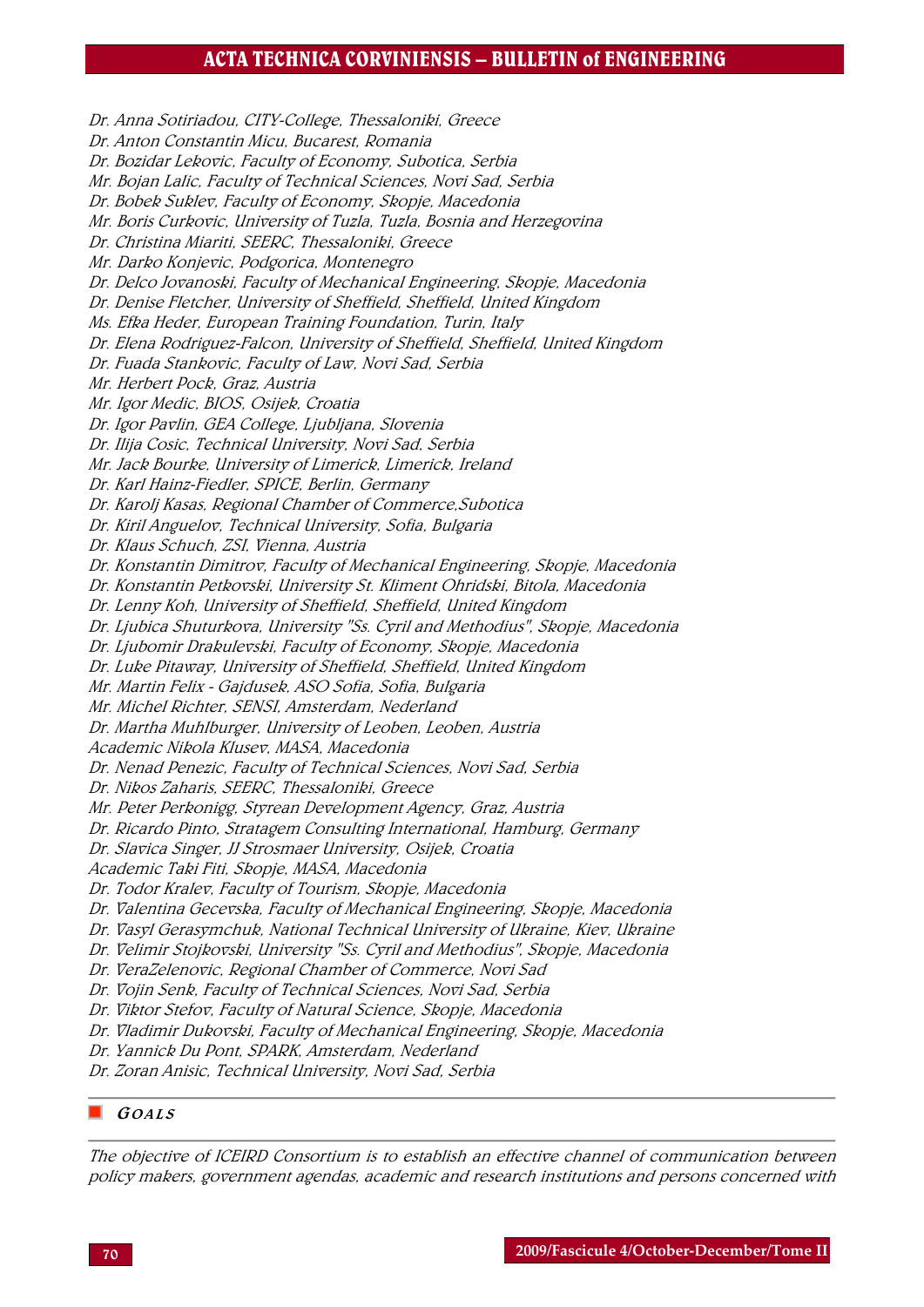*Dr. Anna Sotiriadou, CITY-College, Thessaloniki, Greece*
*Dr. Anton Constantin Micu, Bucarest, Romania*
*Dr. Bozidar Lekovic, Faculty of Economy, Subotica, Serbia*
*Mr. Bojan Lalic, Faculty of Technical Sciences, Novi Sad, Serbia*
*Dr. Bobek Suklev, Faculty of Economy, Skopje, Macedonia*
*Mr. Boris Curkovic, University of Tuzla, Tuzla, Bosnia and Herzegovina*
*Dr. Christina Miariti, SEERC, Thessaloniki, Greece*
*Mr. Darko Konjevic, Podgorica, Montenegro*
*Dr. Delco Jovanoski, Faculty of Mechanical Engineering, Skopje, Macedonia*
*Dr. Denise Fletcher, University of Sheffield, Sheffield, United Kingdom*
*Ms. Efka Heder, European Training Foundation, Turin, Italy*
*Dr. Elena Rodriguez-Falcon, University of Sheffield, Sheffield, United Kingdom*
*Dr. Fuada Stankovic, Faculty of Law, Novi Sad, Serbia*
*Mr. Herbert Pock, Graz, Austria*
*Mr. Igor Medic, BIOS, Osijek, Croatia*
*Dr. Igor Pavlin, GEA College, Ljubljana, Slovenia*
*Dr. Ilija Cosic, Technical University, Novi Sad, Serbia*
*Mr. Jack Bourke, University of Limerick, Limerick, Ireland*
*Dr. Karl Hainz-Fiedler, SPICE, Berlin, Germany*
*Dr. Karolj Kasas, Regional Chamber of Commerce,Subotica*
*Dr. Kiril Anguelov, Technical University, Sofia, Bulgaria*
*Dr. Klaus Schuch, ZSI, Vienna, Austria*
*Dr. Konstantin Dimitrov, Faculty of Mechanical Engineering, Skopje, Macedonia*
*Dr. Konstantin Petkovski, University St. Kliment Ohridski, Bitola, Macedonia*
*Dr. Lenny Koh, University of Sheffield, Sheffield, United Kingdom*
*Dr. Ljubica Shuturkova, University "Ss. Cyril and Methodius", Skopje, Macedonia*
*Dr. Ljubomir Drakulevski, Faculty of Economy, Skopje, Macedonia*
*Dr. Luke Pitaway, University of Sheffield, Sheffield, United Kingdom*
*Mr. Martin Felix - Gajdusek, ASO Sofia, Sofia, Bulgaria*
*Mr. Michel Richter, SENSI, Amsterdam, Nederland*
*Dr. Martha Muhlburger, University of Leoben, Leoben, Austria*
*Academic Nikola Klusev, MASA, Macedonia*
*Dr. Nenad Penezic, Faculty of Technical Sciences, Novi Sad, Serbia*
*Dr. Nikos Zaharis, SEERC, Thessaloniki, Greece*
*Mr. Peter Perkonigg, Styrean Development Agency, Graz, Austria*
*Dr. Ricardo Pinto, Stratagem Consulting International, Hamburg, Germany*
*Dr. Slavica Singer, JJ Strosmaer University, Osijek, Croatia*
*Academic Taki Fiti, Skopje, MASA, Macedonia*
*Dr. Todor Kralev, Faculty of Tourism, Skopje, Macedonia*
*Dr. Valentina Gecevska, Faculty of Mechanical Engineering, Skopje, Macedonia*
*Dr. Vasyl Gerasymchuk, National Technical University of Ukraine, Kiev, Ukraine*
*Dr. Velimir Stojkovski, University "Ss. Cyril and Methodius", Skopje, Macedonia*
*Dr. VeraZelenovic, Regional Chamber of Commerce, Novi Sad*
*Dr. Vojin Senk, Faculty of Technical Sciences, Novi Sad, Serbia*
*Dr. Viktor Stefov, Faculty of Natural Science, Skopje, Macedonia*
*Dr. Vladimir Dukovski, Faculty of Mechanical Engineering, Skopje, Macedonia*
*Dr. Yannick Du Pont, SPARK, Amsterdam, Nederland*
*Dr. Zoran Anisic, Technical University, Novi Sad, Serbia*

## GOALS

*The objective of ICEIRD Consortium is to establish an effective channel of communication between policy makers, government agendas, academic and research institutions and persons concerned with*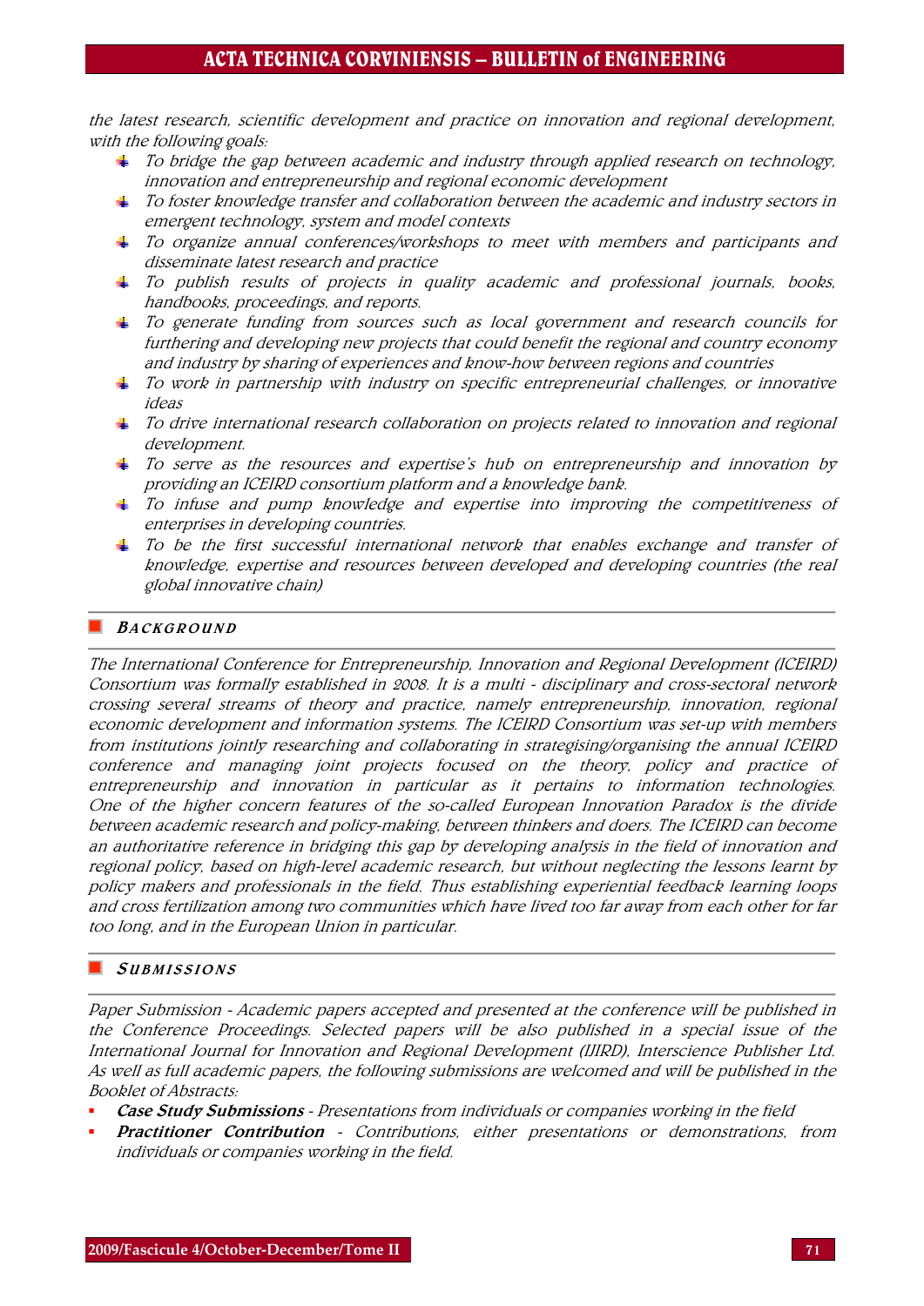*the latest research, scientific development and practice on innovation and regional development, with the following goals:*

- *To bridge the gap between academic and industry through applied research on technology, innovation and entrepreneurship and regional economic development*
- *To foster knowledge transfer and collaboration between the academic and industry sectors in emergent technology, system and model contexts*
- *To organize annual conferences/workshops to meet with members and participants and disseminate latest research and practice*
- *To publish results of projects in quality academic and professional journals, books, handbooks, proceedings, and reports.*
- *To generate funding from sources such as local government and research councils for furthering and developing new projects that could benefit the regional and country economy and industry by sharing of experiences and know-how between regions and countries*
- *To work in partnership with industry on specific entrepreneurial challenges, or innovative ideas*
- *To drive international research collaboration on projects related to innovation and regional development.*
- *To serve as the resources and expertise's hub on entrepreneurship and innovation by providing an ICEIRD consortium platform and a knowledge bank.*
- *To infuse and pump knowledge and expertise into improving the competitiveness of enterprises in developing countries.*
- *To be the first successful international network that enables exchange and transfer of knowledge, expertise and resources between developed and developing countries (the real global innovative chain)*

## BACKGROUND

*The International Conference for Entrepreneurship, Innovation and Regional Development (ICEIRD) Consortium was formally established in 2008. It is a multi - disciplinary and cross-sectoral network crossing several streams of theory and practice, namely entrepreneurship, innovation, regional economic development and information systems. The ICEIRD Consortium was set-up with members from institutions jointly researching and collaborating in strategising/organising the annual ICEIRD conference and managing joint projects focused on the theory, policy and practice of entrepreneurship and innovation in particular as it pertains to information technologies. One of the higher concern features of the so-called European Innovation Paradox is the divide between academic research and policy-making, between thinkers and doers. The ICEIRD can become an authoritative reference in bridging this gap by developing analysis in the field of innovation and regional policy, based on high-level academic research, but without neglecting the lessons learnt by policy makers and professionals in the field. Thus establishing experiential feedback learning loops and cross fertilization among two communities which have lived too far away from each other for far too long, and in the European Union in particular.*

## SUBMISSIONS

*Paper Submission - Academic papers accepted and presented at the conference will be published in the Conference Proceedings. Selected papers will be also published in a special issue of the International Journal for Innovation and Regional Development (IJIRD), Interscience Publisher Ltd. As well as full academic papers, the following submissions are welcomed and will be published in the Booklet of Abstracts:*

- ***Case Study Submissions** - Presentations from individuals or companies working in the field*
- ***Practitioner Contribution** - Contributions, either presentations or demonstrations, from individuals or companies working in the field.*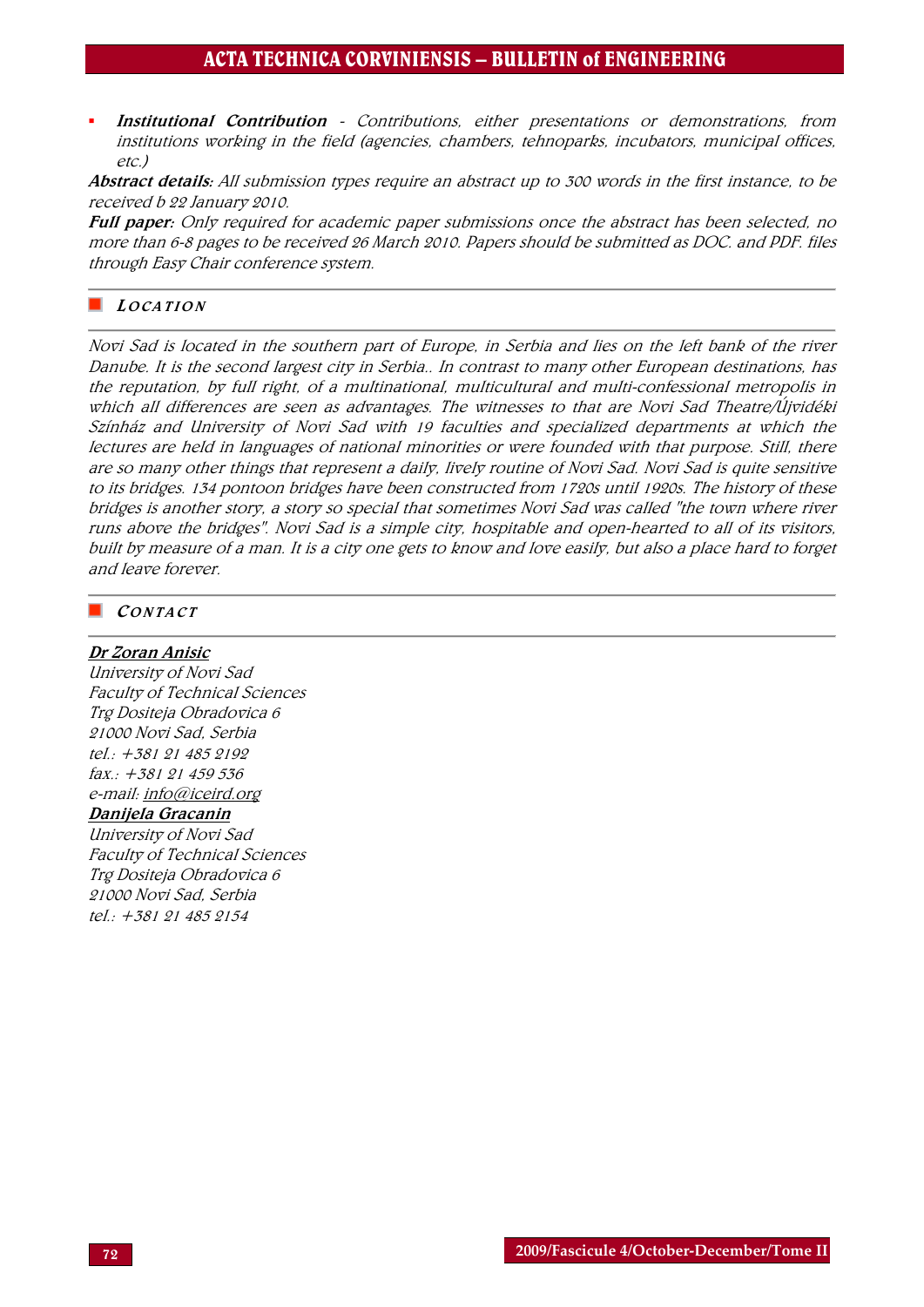- ***Institutional Contribution*** - *Contributions, either presentations or demonstrations, from institutions working in the field (agencies, chambers, tehnoparks, incubators, municipal offices, etc.)*

***Abstract details:*** *All submission types require an abstract up to 300 words in the first instance, to be received b 22 January 2010.*

***Full paper:*** *Only required for academic paper submissions once the abstract has been selected, no more than 6-8 pages to be received 26 March 2010. Papers should be submitted as DOC. and PDF. files through Easy Chair conference system.*

## LOCATION

*Novi Sad is located in the southern part of Europe, in Serbia and lies on the left bank of the river Danube. It is the second largest city in Serbia.. In contrast to many other European destinations, has the reputation, by full right, of a multinational, multicultural and multi-confessional metropolis in which all differences are seen as advantages. The witnesses to that are Novi Sad Theatre/Újvidéki Színház and University of Novi Sad with 19 faculties and specialized departments at which the lectures are held in languages of national minorities or were founded with that purpose. Still, there are so many other things that represent a daily, lively routine of Novi Sad. Novi Sad is quite sensitive to its bridges. 134 pontoon bridges have been constructed from 1720s until 1920s. The history of these bridges is another story, a story so special that sometimes Novi Sad was called "the town where river runs above the bridges". Novi Sad is a simple city, hospitable and open-hearted to all of its visitors, built by measure of a man. It is a city one gets to know and love easily, but also a place hard to forget and leave forever.*

## CONTACT

***Dr Zoran Anisic***
*University of Novi Sad*
*Faculty of Technical Sciences*
*Trg Dositeja Obradovica 6*
*21000 Novi Sad, Serbia*
*tel.: +381 21 485 2192*
*fax.: +381 21 459 536*
*e-mail: info@iceird.org*

***Danijela Gracanin***
*University of Novi Sad*
*Faculty of Technical Sciences*
*Trg Dositeja Obradovica 6*
*21000 Novi Sad, Serbia*
*tel.: +381 21 485 2154*